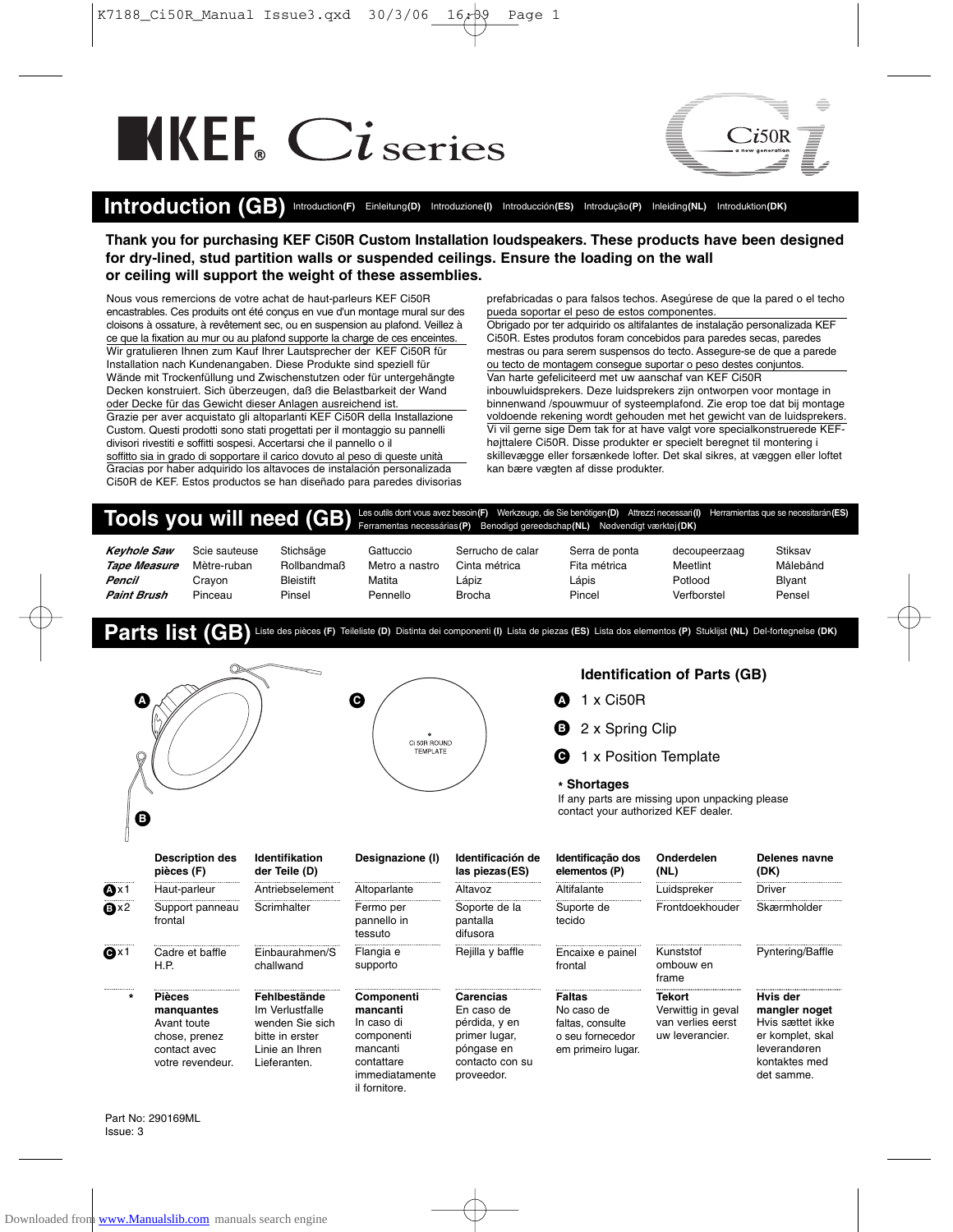# KEF Ci series

Ci50R

## Introduction (GB)

Introduction(F) Einleitung(D) Introduzione(I) Introducción(ES) Introdução(P) Inleiding(NL) Introduktion(DK)

**Thank you for purchasing KEF Ci50R Custom Installation loudspeakers. These products have been designed for dry-lined, stud partition walls or suspended ceilings. Ensure the loading on the wall or ceiling will support the weight of these assemblies.**

Nous vous remercions de votre achat de haut-parleurs KEF Ci50R encastrables. Ces produits ont été conçus en vue d'un montage mural sur des cloisons à ossature, à revêtement sec, ou en suspension au plafond. Veillez à ce que la fixation au mur ou au plafond supporte la charge de ces enceintes.

Wir gratulieren Ihnen zum Kauf Ihrer Lautsprecher der KEF Ci50R für Installation nach Kundenangaben. Diese Produkte sind speziell für Wände mit Trockenfüllung und Zwischenstutzen oder für untergehängte Decken konstruiert. Sich überzeugen, daß die Belastbarkeit der Wand oder Decke für das Gewicht dieser Anlagen ausreichend ist.

Grazie per aver acquistato gli altoparlanti KEF Ci50R della Installazione Custom. Questi prodotti sono stati progettati per il montaggio su pannelli divisori rivestiti e soffitti sospesi. Accertarsi che il pannello o il soffitto sia in grado di sopportare il carico dovuto al peso di queste unità

Gracias por haber adquirido los altavoces de instalación personalizada Ci50R de KEF. Estos productos se han diseñado para paredes divisorias prefabricadas o para falsos techos. Asegúrese de que la pared o el techo pueda soportar el peso de estos componentes.

Obrigado por ter adquirido os altifalantes de instalação personalizada KEF Ci50R. Estes produtos foram concebidos para paredes secas, paredes mestras ou para serem suspensos do tecto. Assegure-se de que a parede ou tecto de montagem consegue suportar o peso destes conjuntos.

Van harte gefeliciteerd met uw aanschaf van KEF Ci50R inbouwluidsprekers. Deze luidsprekers zijn ontworpen voor montage in binnenwand /spouwmuur of systeemplafond. Zie erop toe dat bij montage voldoende rekening wordt gehouden met het gewicht van de luidsprekers.

Vi vil gerne sige Dem tak for at have valgt vore specialkonstruerede KEF-højttalere Ci50R. Disse produkter er specielt beregnet til montering i skillevægge eller forsænkede lofter. Det skal sikres, at væggen eller loftet kan bære vægten af disse produkter.

## Tools you will need (GB)

Les outils dont vous avez besoin(F) Werkzeuge, die Sie benötigen(D) Attrezzi necessari(I) Herramientas que se necesitarán(ES) Ferramentas necessárias(P) Benodigd gereedschap(NL) Nødvendigt værktøj(DK)

| GB | F | D | I | ES | P | NL | DK |
|---|---|---|---|---|---|---|---|
| ***Keyhole Saw*** | Scie sauteuse | Stichsäge | Gattuccio | Serrucho de calar | Serra de ponta | decoupeerzaag | Stiksav |
| ***Tape Measure*** | Mètre-ruban | Rollbandmaß | Metro a nastro | Cinta métrica | Fita métrica | Meetlint | Målebånd |
| ***Pencil*** | Crayon | Bleistift | Matita | Lápiz | Lápis | Potlood | Blyant |
| ***Paint Brush*** | Pinceau | Pinsel | Pennello | Brocha | Pincel | Verfborstel | Pensel |

## Parts list (GB)

Liste des pièces (F) Teileliste (D) Distinta dei componenti (I) Lista de piezas (ES) Lista dos elementos (P) Stuklijst (NL) Del-fortegnelse (DK)

A

B

C — Ci 50R ROUND TEMPLATE

### Identification of Parts (GB)

- **A** 1 x Ci50R
- **B** 2 x Spring Clip
- **C** 1 x Position Template

**\* Shortages**
If any parts are missing upon unpacking please contact your authorized KEF dealer.

| | Description des pièces (F) | Identifikation der Teile (D) | Designazione (I) | Identificación de las piezas(ES) | Identificação dos elementos (P) | Onderdelen (NL) | Delenes navne (DK) |
|---|---|---|---|---|---|---|---|
| A x1 | Haut-parleur | Antriebselement | Altoparlante | Altavoz | Altifalante | Luidspreker | Driver |
| B x2 | Support panneau frontal | Scrimhalter | Fermo per pannello in tessuto | Soporte de la pantalla difusora | Suporte de tecido | Frontdoekhouder | Skærmholder |
| C x1 | Cadre et baffle H.P. | Einbaurahmen/Schallwand | Flangia e supporto | Rejilla y baffle | Encaixe e painel frontal | Kunststof ombouw en frame | Pyntering/Baffle |
| * | **Pièces manquantes** Avant toute chose, prenez contact avec votre revendeur. | **Fehlbestände** Im Verlustfalle wenden Sie sich bitte in erster Linie an Ihren Lieferanten. | **Componenti mancanti** In caso di componenti mancanti contattare immediatamente il fornitore. | **Carencias** En caso de pérdida, y en primer lugar, póngase en contacto con su proveedor. | **Faltas** No caso de faltas, consulte o seu fornecedor em primeiro lugar. | **Tekort** Verwittig in geval van verlies eerst uw leverancier. | **Hvis der mangler noget** Hvis sættet ikke er komplet, skal leverandøren kontaktes med det samme. |

Part No: 290169ML
Issue: 3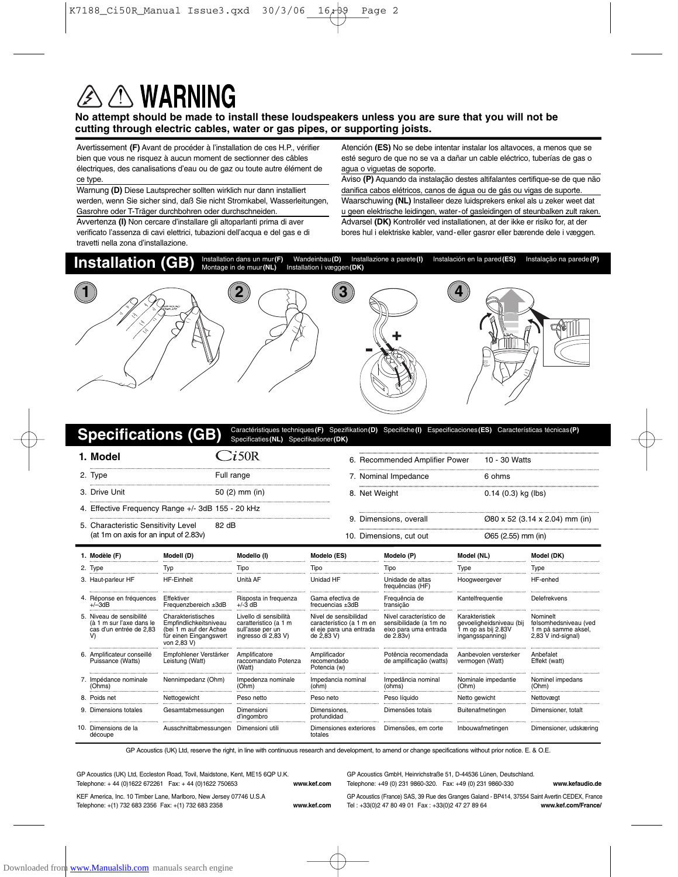# WARNING

**No attempt should be made to install these loudspeakers unless you are sure that you will not be cutting through electric cables, water or gas pipes, or supporting joists.**

Avertissement **(F)** Avant de procéder à l'installation de ces H.P., vérifier bien que vous ne risquez à aucun moment de sectionner des câbles électriques, des canalisations d'eau ou de gaz ou toute autre élément de ce type.

Warnung **(D)** Diese Lautsprecher sollten wirklich nur dann installiert werden, wenn Sie sicher sind, daß Sie nicht Stromkabel, Wasserleitungen, Gasrohre oder T-Träger durchbohren oder durchschneiden.

Avvertenza **(I)** Non cercare d'installare gli altoparlanti prima di aver verificato l'assenza di cavi elettrici, tubazioni dell'acqua e del gas e di travetti nella zona d'installazione.

Atención **(ES)** No se debe intentar instalar los altavoces, a menos que se esté seguro de que no se va a dañar un cable eléctrico, tuberías de gas o agua o viguetas de soporte.

Aviso **(P)** Aquando da instalação destes altifalantes certifique-se de que não danifica cabos elétricos, canos de água ou de gás ou vigas de suporte.

Waarschuwing **(NL)** Installeer deze luidsprekers enkel als u zeker weet dat u geen elektrische leidingen, water-of gasleidingen of steunbalken zult raken.

Advarsel **(DK)** Kontrollér ved installationen, at der ikke er risiko for, at der bores hul i elektriske kabler, vand-eller gasrør eller bærende dele i væggen.

## Installation (GB)

Installation dans un mur **(F)** Wandeinbau **(D)** Installazione a parete **(I)** Instalación en la pared **(ES)** Instalação na parede **(P)** Montage in de muur **(NL)** Installation i væggen **(DK)**

1 2 3 4

- +

## Specifications (GB)

Caractéristiques techniques **(F)** Spezifikation **(D)** Specifiche **(I)** Especificaciones **(ES)** Características técnicas **(P)** Specificaties **(NL)** Specifikationer **(DK)**

| | | | | |
|---|---|---|---|---|
| 1. **Model** | Ci50R | | 6. Recommended Amplifier Power | 10 - 30 Watts |
| 2. Type | Full range | | 7. Nominal Impedance | 6 ohms |
| 3. Drive Unit | 50 (2) mm (in) | | 8. Net Weight | 0.14 (0.3) kg (lbs) |
| 4. Effective Frequency Range +/- 3dB | 155 - 20 kHz | | 9. Dimensions, overall | Ø80 x 52 (3.14 x 2.04) mm (in) |
| 5. Characteristic Sensitivity Level (at 1m on axis for an input of 2.83v) | 82 dB | | 10. Dimensions, cut out | Ø65 (2.55) mm (in) |

| 1. Modèle (F) | Modell (D) | Modello (I) | Modelo (ES) | Modelo (P) | Model (NL) | Model (DK) |
|---|---|---|---|---|---|---|
| 2. Type | Typ | Tipo | Tipo | Tipo | Type | Type |
| 3. Haut-parleur HF | HF-Einheit | Unità AF | Unidad HF | Unidade de altas frequências (HF) | Hoogweergever | HF-enhed |
| 4. Réponse en fréquences +/−3dB | Effektiver Frequenzbereich ±3dB | Risposta in frequenza +/-3 dB | Gama efectiva de frecuencias ±3dB | Frequência de transição | Kantelfrequentie | Delefrekvens |
| 5. Niveau de sensibilité (à 1 m sur l'axe dans le cas d'un entrée de 2,83 V) | Charakteristisches Empfindlichkeitsniveau (bei 1 m auf der Achse für einen Eingangswert von 2,83 V) | Livello di sensibilità caratteristico (a 1 m sull'asse per un ingresso di 2,83 V) | Nivel de sensibilidad característico (a 1 m en el eje para una entrada de 2,83 V) | Nivel característico de sensibilidade (a 1m no eixo para uma entrada de 2.83v) | Karakteristiek gevoeligheidsniveau (bij 1 m op as bij 2.83V ingangsspanning) | Nominelt følsomhedsniveau (ved 1 m på samme aksel, 2,83 V ind-signal) |
| 6. Amplificateur conseillé Puissance (Watts) | Empfohlener Verstärker Leistung (Watt) | Amplificatore raccomandato Potenza (Watt) | Amplificador recomendado Potencia (w) | Potência recomendada de amplificação (watts) | Aanbevolen versterker vermogen (Watt) | Anbefalet Effekt (watt) |
| 7. Impédance nominale (Ohms) | Nennimpedanz (Ohm) | Impedenza nominale (Ohm) | Impedancia nominal (ohm) | Impedância nominal (ohms) | Nominale impedantie (Ohm) | Nominel impedans (Ohm) |
| 8. Poids net | Nettogewicht | Peso netto | Peso neto | Peso líquido | Netto gewicht | Nettovægt |
| 9. Dimensions totales | Gesamtabmessungen | Dimensioni d'ingombro | Dimensiones, profundidad | Dimensões totais | Buitenafmetingen | Dimensioner, totalt |
| 10. Dimensions de la découpe | Ausschnittabmessungen | Dimensioni utili | Dimensiones exteriores totales | Dimensões, em corte | Inbouwafmetingen | Dimensioner, udskæring |

GP Acoustics (UK) Ltd, reserve the right, in line with continuous research and development, to amend or change specifications without prior notice. E. & O.E.

GP Acoustics (UK) Ltd, Eccleston Road, Tovil, Maidstone, Kent, ME15 6QP U.K.
Telephone: + 44 (0)1622 672261 Fax: + 44 (0)1622 750653 www.kef.com

KEF America, Inc. 10 Timber Lane, Marlboro, New Jersey 07746 U.S.A
Telephone: +(1) 732 683 2356 Fax: +(1) 732 683 2358 www.kef.com

GP Acoustics GmbH, Heinrichstraße 51, D-44536 Lünen, Deutschland.
Telephone: +49 (0) 231 9860-320. Fax: +49 (0) 231 9860-330 www.kefaudio.de

GP Acoustics (France) SAS, 39 Rue des Granges Galand - BP414, 37554 Saint Avertin CEDEX, France
Tel : +33(0)2 47 80 49 01 Fax : +33(0)2 47 27 89 64 www.kef.com/France/